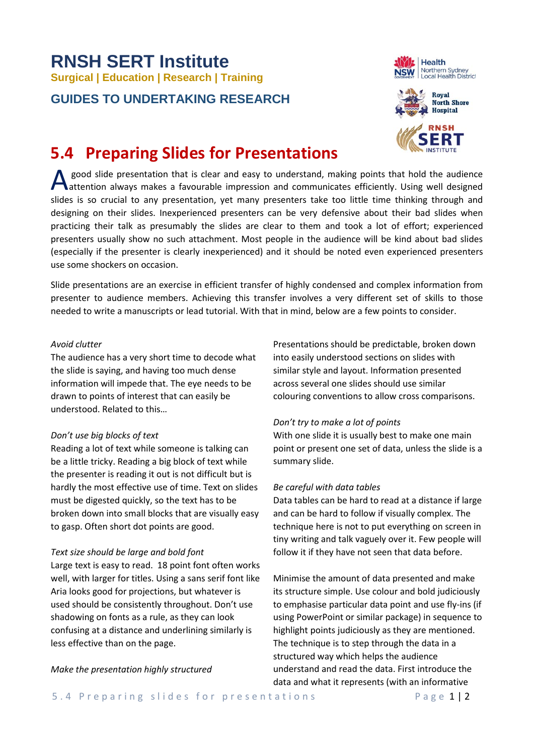# RNSH SERT Institute

**Surgical | Education | Research | Training**

## GUIDES TO UNDERTAKING RESEARCH

## 5.4 Preparing Slides for Presentations

A good slide presentation that is clear and easy to understand, making points that hold the audience attention always makes a favourable impression and communicates efficiently. Using well designed slides is so crucial to any presentation, yet many presenters take too little time thinking through and designing on their slides. Inexperienced presenters can be very defensive about their bad slides when practicing their talk as presumably the slides are clear to them and took a lot of effort; experienced presenters usually show no such attachment. Most people in the audience will be kind about bad slides (especially if the presenter is clearly inexperienced) and it should be noted even experienced presenters use some shockers on occasion.

Slide presentations are an exercise in efficient transfer of highly condensed and complex information from presenter to audience members. Achieving this transfer involves a very different set of skills to those needed to write a manuscripts or lead tutorial. With that in mind, below are a few points to consider.

*Avoid clutter*
The audience has a very short time to decode what the slide is saying, and having too much dense information will impede that. The eye needs to be drawn to points of interest that can easily be understood. Related to this…

*Don't use big blocks of text*
Reading a lot of text while someone is talking can be a little tricky. Reading a big block of text while the presenter is reading it out is not difficult but is hardly the most effective use of time. Text on slides must be digested quickly, so the text has to be broken down into small blocks that are visually easy to gasp. Often short dot points are good.

*Text size should be large and bold font*
Large text is easy to read. 18 point font often works well, with larger for titles. Using a sans serif font like Aria looks good for projections, but whatever is used should be consistently throughout. Don't use shadowing on fonts as a rule, as they can look confusing at a distance and underlining similarly is less effective than on the page.

*Make the presentation highly structured*
Presentations should be predictable, broken down into easily understood sections on slides with similar style and layout. Information presented across several one slides should use similar colouring conventions to allow cross comparisons.

*Don't try to make a lot of points*
With one slide it is usually best to make one main point or present one set of data, unless the slide is a summary slide.

*Be careful with data tables*
Data tables can be hard to read at a distance if large and can be hard to follow if visually complex. The technique here is not to put everything on screen in tiny writing and talk vaguely over it. Few people will follow it if they have not seen that data before.

Minimise the amount of data presented and make its structure simple. Use colour and bold judiciously to emphasise particular data point and use fly-ins (if using PowerPoint or similar package) in sequence to highlight points judiciously as they are mentioned. The technique is to step through the data in a structured way which helps the audience understand and read the data. First introduce the data and what it represents (with an informative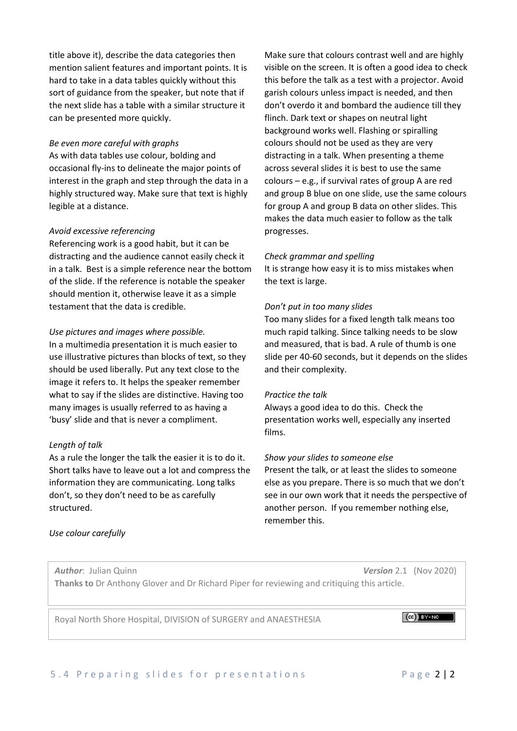title above it), describe the data categories then mention salient features and important points. It is hard to take in a data tables quickly without this sort of guidance from the speaker, but note that if the next slide has a table with a similar structure it can be presented more quickly.

*Be even more careful with graphs*

As with data tables use colour, bolding and occasional fly-ins to delineate the major points of interest in the graph and step through the data in a highly structured way. Make sure that text is highly legible at a distance.

*Avoid excessive referencing*

Referencing work is a good habit, but it can be distracting and the audience cannot easily check it in a talk. Best is a simple reference near the bottom of the slide. If the reference is notable the speaker should mention it, otherwise leave it as a simple testament that the data is credible.

*Use pictures and images where possible.*

In a multimedia presentation it is much easier to use illustrative pictures than blocks of text, so they should be used liberally. Put any text close to the image it refers to. It helps the speaker remember what to say if the slides are distinctive. Having too many images is usually referred to as having a 'busy' slide and that is never a compliment.

*Length of talk*

As a rule the longer the talk the easier it is to do it. Short talks have to leave out a lot and compress the information they are communicating. Long talks don't, so they don't need to be as carefully structured.

*Use colour carefully*

Make sure that colours contrast well and are highly visible on the screen. It is often a good idea to check this before the talk as a test with a projector. Avoid garish colours unless impact is needed, and then don't overdo it and bombard the audience till they flinch. Dark text or shapes on neutral light background works well. Flashing or spiralling colours should not be used as they are very distracting in a talk. When presenting a theme across several slides it is best to use the same colours – e.g., if survival rates of group A are red and group B blue on one slide, use the same colours for group A and group B data on other slides. This makes the data much easier to follow as the talk progresses.

*Check grammar and spelling*

It is strange how easy it is to miss mistakes when the text is large.

*Don't put in too many slides*

Too many slides for a fixed length talk means too much rapid talking. Since talking needs to be slow and measured, that is bad. A rule of thumb is one slide per 40-60 seconds, but it depends on the slides and their complexity.

*Practice the talk*

Always a good idea to do this. Check the presentation works well, especially any inserted films.

*Show your slides to someone else*

Present the talk, or at least the slides to someone else as you prepare. There is so much that we don't see in our own work that it needs the perspective of another person. If you remember nothing else, remember this.

***Author***: Julian Quinn ***Version*** 2.1 (Nov 2020)

**Thanks to** Dr Anthony Glover and Dr Richard Piper for reviewing and critiquing this article.

Royal North Shore Hospital, DIVISION of SURGERY and ANAESTHESIA

(cc) BY-NC